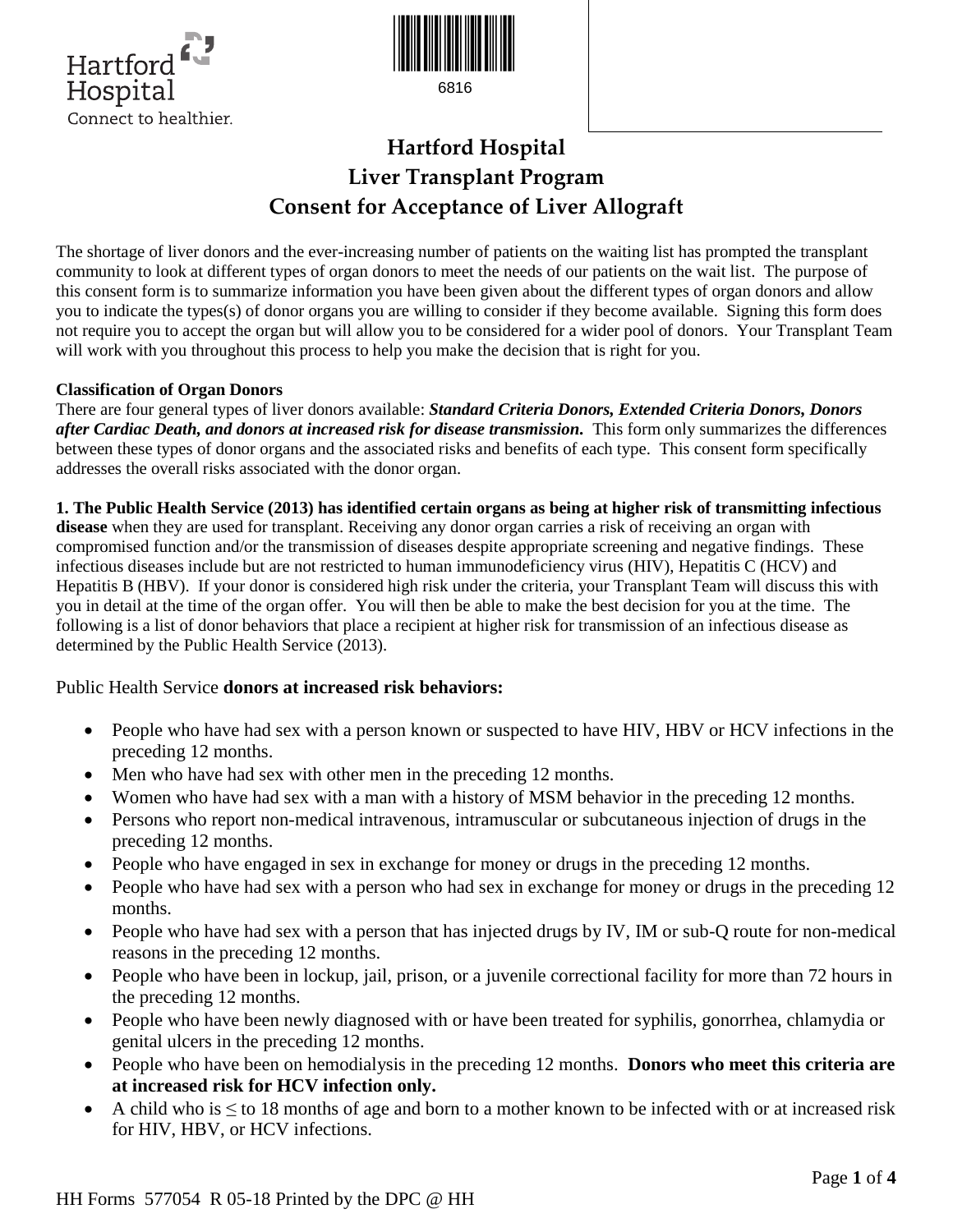Hartford Hospital
Connect to healthier.

6816

# Hartford Hospital
# Liver Transplant Program
# Consent for Acceptance of Liver Allograft

The shortage of liver donors and the ever-increasing number of patients on the waiting list has prompted the transplant community to look at different types of organ donors to meet the needs of our patients on the wait list. The purpose of this consent form is to summarize information you have been given about the different types of organ donors and allow you to indicate the types(s) of donor organs you are willing to consider if they become available. Signing this form does not require you to accept the organ but will allow you to be considered for a wider pool of donors. Your Transplant Team will work with you throughout this process to help you make the decision that is right for you.

**Classification of Organ Donors**
There are four general types of liver donors available: ***Standard Criteria Donors, Extended Criteria Donors, Donors after Cardiac Death, and donors at increased risk for disease transmission.*** This form only summarizes the differences between these types of donor organs and the associated risks and benefits of each type. This consent form specifically addresses the overall risks associated with the donor organ.

**1. The Public Health Service (2013) has identified certain organs as being at higher risk of transmitting infectious disease** when they are used for transplant. Receiving any donor organ carries a risk of receiving an organ with compromised function and/or the transmission of diseases despite appropriate screening and negative findings. These infectious diseases include but are not restricted to human immunodeficiency virus (HIV), Hepatitis C (HCV) and Hepatitis B (HBV). If your donor is considered high risk under the criteria, your Transplant Team will discuss this with you in detail at the time of the organ offer. You will then be able to make the best decision for you at the time. The following is a list of donor behaviors that place a recipient at higher risk for transmission of an infectious disease as determined by the Public Health Service (2013).

Public Health Service **donors at increased risk behaviors:**

- People who have had sex with a person known or suspected to have HIV, HBV or HCV infections in the preceding 12 months.
- Men who have had sex with other men in the preceding 12 months.
- Women who have had sex with a man with a history of MSM behavior in the preceding 12 months.
- Persons who report non-medical intravenous, intramuscular or subcutaneous injection of drugs in the preceding 12 months.
- People who have engaged in sex in exchange for money or drugs in the preceding 12 months.
- People who have had sex with a person who had sex in exchange for money or drugs in the preceding 12 months.
- People who have had sex with a person that has injected drugs by IV, IM or sub-Q route for non-medical reasons in the preceding 12 months.
- People who have been in lockup, jail, prison, or a juvenile correctional facility for more than 72 hours in the preceding 12 months.
- People who have been newly diagnosed with or have been treated for syphilis, gonorrhea, chlamydia or genital ulcers in the preceding 12 months.
- People who have been on hemodialysis in the preceding 12 months. **Donors who meet this criteria are at increased risk for HCV infection only.**
- A child who is ≤ to 18 months of age and born to a mother known to be infected with or at increased risk for HIV, HBV, or HCV infections.

HH Forms 577054 R 05-18 Printed by the DPC @ HH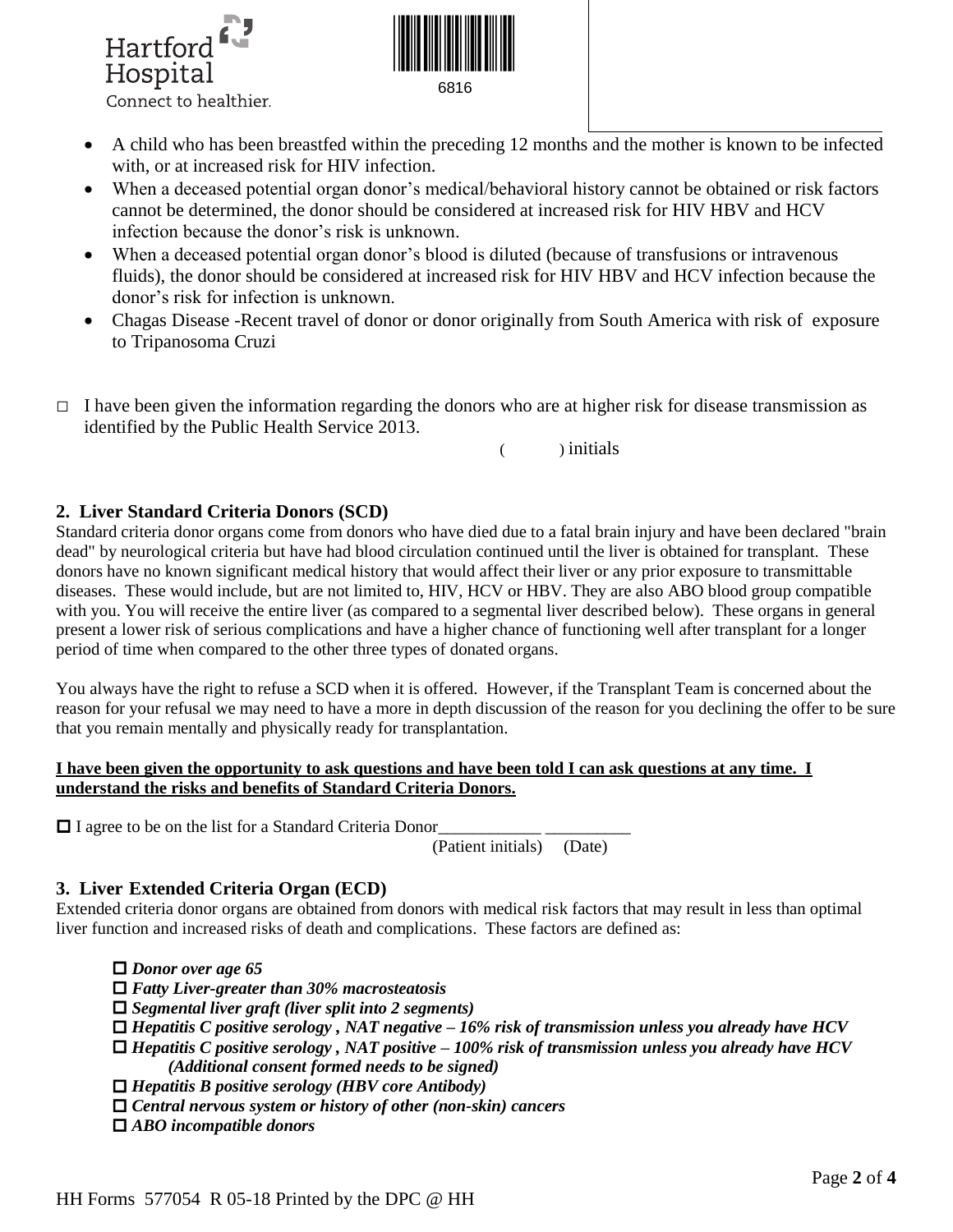- A child who has been breastfed within the preceding 12 months and the mother is known to be infected with, or at increased risk for HIV infection.
- When a deceased potential organ donor's medical/behavioral history cannot be obtained or risk factors cannot be determined, the donor should be considered at increased risk for HIV HBV and HCV infection because the donor's risk is unknown.
- When a deceased potential organ donor's blood is diluted (because of transfusions or intravenous fluids), the donor should be considered at increased risk for HIV HBV and HCV infection because the donor's risk for infection is unknown.
- Chagas Disease -Recent travel of donor or donor originally from South America with risk of exposure to Tripanosoma Cruzi

□ I have been given the information regarding the donors who are at higher risk for disease transmission as identified by the Public Health Service 2013.

( ) initials

## 2. Liver Standard Criteria Donors (SCD)

Standard criteria donor organs come from donors who have died due to a fatal brain injury and have been declared "brain dead" by neurological criteria but have had blood circulation continued until the liver is obtained for transplant. These donors have no known significant medical history that would affect their liver or any prior exposure to transmittable diseases. These would include, but are not limited to, HIV, HCV or HBV. They are also ABO blood group compatible with you. You will receive the entire liver (as compared to a segmental liver described below). These organs in general present a lower risk of serious complications and have a higher chance of functioning well after transplant for a longer period of time when compared to the other three types of donated organs.

You always have the right to refuse a SCD when it is offered. However, if the Transplant Team is concerned about the reason for your refusal we may need to have a more in depth discussion of the reason for you declining the offer to be sure that you remain mentally and physically ready for transplantation.

**I have been given the opportunity to ask questions and have been told I can ask questions at any time. I understand the risks and benefits of Standard Criteria Donors.**

□ I agree to be on the list for a Standard Criteria Donor____________ __________
(Patient initials) (Date)

## 3. Liver Extended Criteria Organ (ECD)

Extended criteria donor organs are obtained from donors with medical risk factors that may result in less than optimal liver function and increased risks of death and complications. These factors are defined as:

□ ***Donor over age 65***
□ ***Fatty Liver-greater than 30% macrosteatosis***
□ ***Segmental liver graft (liver split into 2 segments)***
□ ***Hepatitis C positive serology , NAT negative – 16% risk of transmission unless you already have HCV***
□ ***Hepatitis C positive serology , NAT positive – 100% risk of transmission unless you already have HCV (Additional consent formed needs to be signed)***
□ ***Hepatitis B positive serology (HBV core Antibody)***
□ ***Central nervous system or history of other (non-skin) cancers***
□ ***ABO incompatible donors***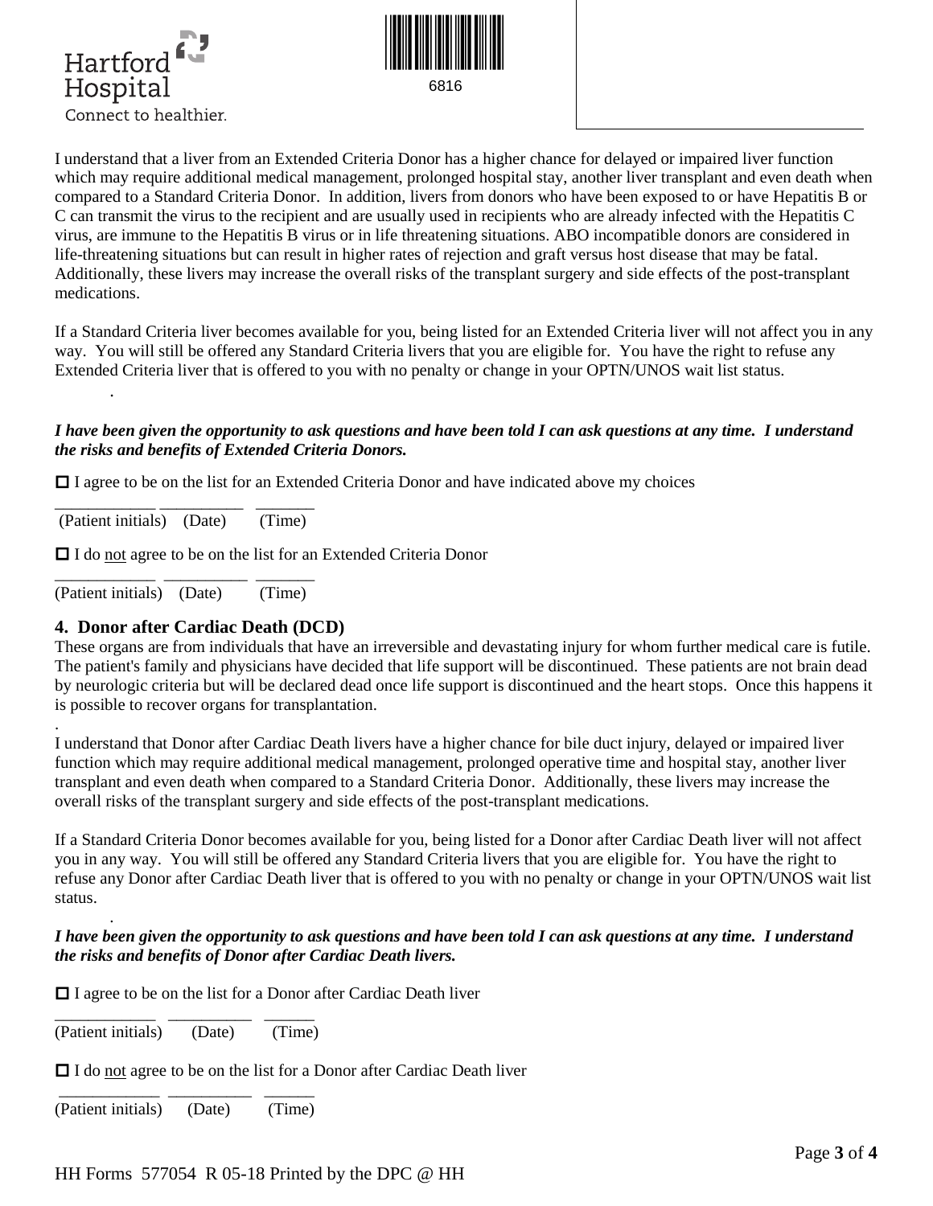Hartford Hospital
Connect to healthier.

6816

I understand that a liver from an Extended Criteria Donor has a higher chance for delayed or impaired liver function which may require additional medical management, prolonged hospital stay, another liver transplant and even death when compared to a Standard Criteria Donor. In addition, livers from donors who have been exposed to or have Hepatitis B or C can transmit the virus to the recipient and are usually used in recipients who are already infected with the Hepatitis C virus, are immune to the Hepatitis B virus or in life threatening situations. ABO incompatible donors are considered in life-threatening situations but can result in higher rates of rejection and graft versus host disease that may be fatal. Additionally, these livers may increase the overall risks of the transplant surgery and side effects of the post-transplant medications.

If a Standard Criteria liver becomes available for you, being listed for an Extended Criteria liver will not affect you in any way. You will still be offered any Standard Criteria livers that you are eligible for. You have the right to refuse any Extended Criteria liver that is offered to you with no penalty or change in your OPTN/UNOS wait list status.

.

***I have been given the opportunity to ask questions and have been told I can ask questions at any time. I understand the risks and benefits of Extended Criteria Donors.***

☐ I agree to be on the list for an Extended Criteria Donor and have indicated above my choices

____________ __________ _______
(Patient initials) (Date) (Time)

☐ I do <u>not</u> agree to be on the list for an Extended Criteria Donor

____________ __________ _______
(Patient initials) (Date) (Time)

## 4. Donor after Cardiac Death (DCD)

These organs are from individuals that have an irreversible and devastating injury for whom further medical care is futile. The patient's family and physicians have decided that life support will be discontinued. These patients are not brain dead by neurologic criteria but will be declared dead once life support is discontinued and the heart stops. Once this happens it is possible to recover organs for transplantation.

.

I understand that Donor after Cardiac Death livers have a higher chance for bile duct injury, delayed or impaired liver function which may require additional medical management, prolonged operative time and hospital stay, another liver transplant and even death when compared to a Standard Criteria Donor. Additionally, these livers may increase the overall risks of the transplant surgery and side effects of the post-transplant medications.

If a Standard Criteria Donor becomes available for you, being listed for a Donor after Cardiac Death liver will not affect you in any way. You will still be offered any Standard Criteria livers that you are eligible for. You have the right to refuse any Donor after Cardiac Death liver that is offered to you with no penalty or change in your OPTN/UNOS wait list status.

.

***I have been given the opportunity to ask questions and have been told I can ask questions at any time. I understand the risks and benefits of Donor after Cardiac Death livers.***

☐ I agree to be on the list for a Donor after Cardiac Death liver

____________ __________ ______
(Patient initials) (Date) (Time)

☐ I do <u>not</u> agree to be on the list for a Donor after Cardiac Death liver

____________ __________ ______
(Patient initials) (Date) (Time)

HH Forms 577054 R 05-18 Printed by the DPC @ HH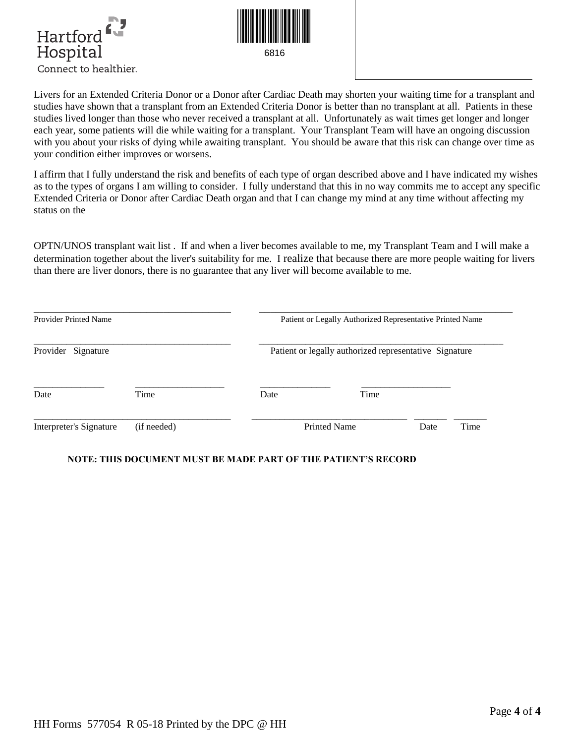Livers for an Extended Criteria Donor or a Donor after Cardiac Death may shorten your waiting time for a transplant and studies have shown that a transplant from an Extended Criteria Donor is better than no transplant at all. Patients in these studies lived longer than those who never received a transplant at all. Unfortunately as wait times get longer and longer each year, some patients will die while waiting for a transplant. Your Transplant Team will have an ongoing discussion with you about your risks of dying while awaiting transplant. You should be aware that this risk can change over time as your condition either improves or worsens.

I affirm that I fully understand the risk and benefits of each type of organ described above and I have indicated my wishes as to the types of organs I am willing to consider. I fully understand that this in no way commits me to accept any specific Extended Criteria or Donor after Cardiac Death organ and that I can change my mind at any time without affecting my status on the

OPTN/UNOS transplant wait list . If and when a liver becomes available to me, my Transplant Team and I will make a determination together about the liver's suitability for me. I realize that because there are more people waiting for livers than there are liver donors, there is no guarantee that any liver will become available to me.

\_\_\_\_\_\_\_\_\_\_\_\_\_\_\_\_\_\_\_\_\_\_\_\_\_\_\_\_\_\_\_\_\_\_\_\_\_\_\_\_
Provider Printed Name

\_\_\_\_\_\_\_\_\_\_\_\_\_\_\_\_\_\_\_\_\_\_\_\_\_\_\_\_\_\_\_\_\_\_\_\_\_\_\_\_
Patient or Legally Authorized Representative Printed Name

\_\_\_\_\_\_\_\_\_\_\_\_\_\_\_\_\_\_\_\_\_\_\_\_\_\_\_\_\_\_\_\_\_\_\_\_\_\_\_\_
Provider Signature

\_\_\_\_\_\_\_\_\_\_\_\_\_\_\_\_\_\_\_\_\_\_\_\_\_\_\_\_\_\_\_\_\_\_\_\_\_\_\_\_
Patient or legally authorized representative Signature

\_\_\_\_\_\_\_\_\_\_\_\_\_\_ \_\_\_\_\_\_\_\_\_\_\_\_\_\_\_\_\_\_
Date Time

\_\_\_\_\_\_\_\_\_\_\_\_\_\_ \_\_\_\_\_\_\_\_\_\_\_\_\_\_\_\_\_\_
Date Time

\_\_\_\_\_\_\_\_\_\_\_\_\_\_\_\_\_\_\_\_\_\_\_\_\_\_\_\_\_\_\_\_\_\_\_\_\_\_\_\_
Interpreter's Signature (if needed)

\_\_\_\_\_\_\_\_\_\_\_\_\_\_\_\_\_\_\_\_\_\_\_\_\_\_\_\_\_\_ \_\_\_\_\_\_\_ \_\_\_\_\_\_\_
Printed Name Date Time

**NOTE: THIS DOCUMENT MUST BE MADE PART OF THE PATIENT'S RECORD**

HH Forms 577054 R 05-18 Printed by the DPC @ HH